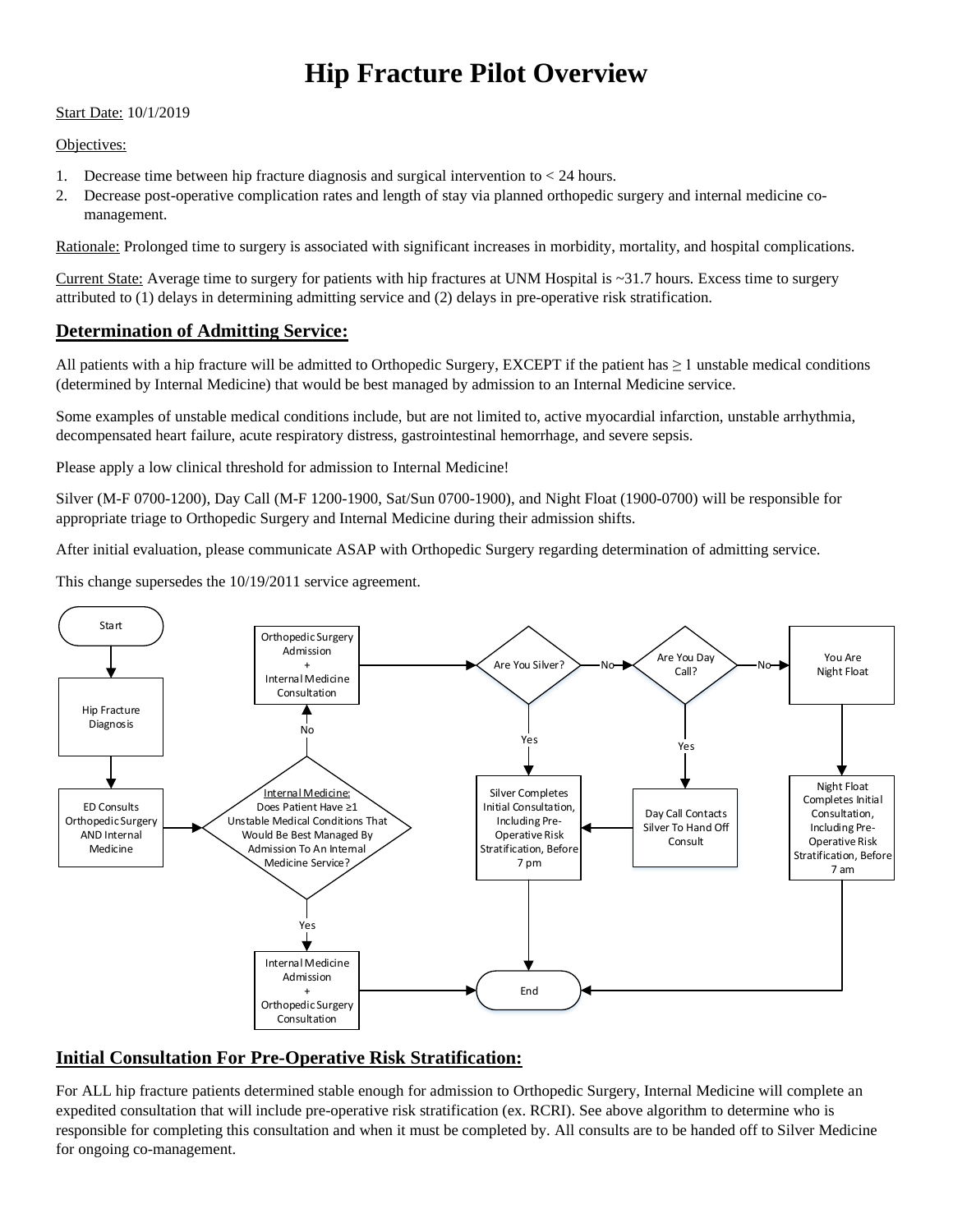# Hip Fracture Pilot Overview

Start Date: 10/1/2019

Objectives:

1. Decrease time between hip fracture diagnosis and surgical intervention to < 24 hours.
2. Decrease post-operative complication rates and length of stay via planned orthopedic surgery and internal medicine co-management.

Rationale: Prolonged time to surgery is associated with significant increases in morbidity, mortality, and hospital complications.

Current State: Average time to surgery for patients with hip fractures at UNM Hospital is ~31.7 hours. Excess time to surgery attributed to (1) delays in determining admitting service and (2) delays in pre-operative risk stratification.

## Determination of Admitting Service:

All patients with a hip fracture will be admitted to Orthopedic Surgery, EXCEPT if the patient has ≥ 1 unstable medical conditions (determined by Internal Medicine) that would be best managed by admission to an Internal Medicine service.

Some examples of unstable medical conditions include, but are not limited to, active myocardial infarction, unstable arrhythmia, decompensated heart failure, acute respiratory distress, gastrointestinal hemorrhage, and severe sepsis.

Please apply a low clinical threshold for admission to Internal Medicine!

Silver (M-F 0700-1200), Day Call (M-F 1200-1900, Sat/Sun 0700-1900), and Night Float (1900-0700) will be responsible for appropriate triage to Orthopedic Surgery and Internal Medicine during their admission shifts.

After initial evaluation, please communicate ASAP with Orthopedic Surgery regarding determination of admitting service.

This change supersedes the 10/19/2011 service agreement.

Start

Hip Fracture Diagnosis

ED Consults Orthopedic Surgery AND Internal Medicine

Internal Medicine: Does Patient Have ≥1 Unstable Medical Conditions That Would Be Best Managed By Admission To An Internal Medicine Service?

No

Orthopedic Surgery Admission + Internal Medicine Consultation

Yes

Internal Medicine Admission + Orthopedic Surgery Consultation

Are You Silver?

No

Are You Day Call?

No

You Are Night Float

Yes

Silver Completes Initial Consultation, Including Pre-Operative Risk Stratification, Before 7 pm

Yes

Day Call Contacts Silver To Hand Off Consult

Night Float Completes Initial Consultation, Including Pre-Operative Risk Stratification, Before 7 am

End

## Initial Consultation For Pre-Operative Risk Stratification:

For ALL hip fracture patients determined stable enough for admission to Orthopedic Surgery, Internal Medicine will complete an expedited consultation that will include pre-operative risk stratification (ex. RCRI). See above algorithm to determine who is responsible for completing this consultation and when it must be completed by. All consults are to be handed off to Silver Medicine for ongoing co-management.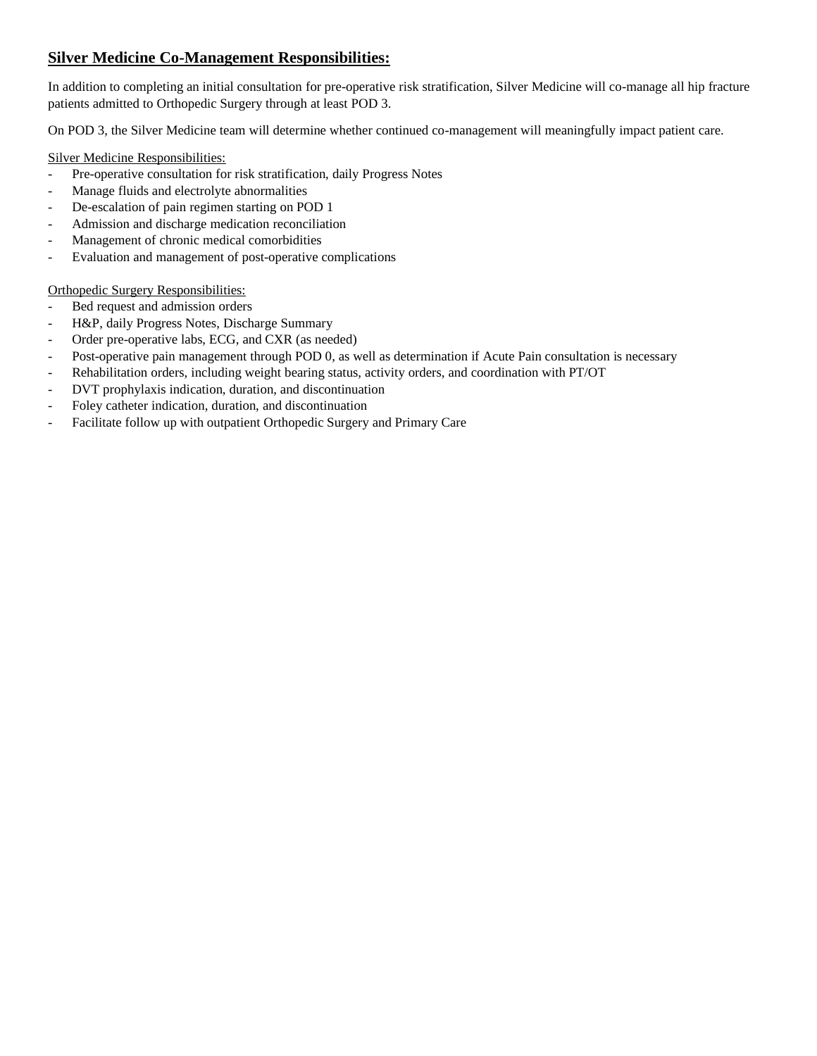## **Silver Medicine Co-Management Responsibilities:**

In addition to completing an initial consultation for pre-operative risk stratification, Silver Medicine will co-manage all hip fracture patients admitted to Orthopedic Surgery through at least POD 3.

On POD 3, the Silver Medicine team will determine whether continued co-management will meaningfully impact patient care.

Silver Medicine Responsibilities:

- Pre-operative consultation for risk stratification, daily Progress Notes
- Manage fluids and electrolyte abnormalities
- De-escalation of pain regimen starting on POD 1
- Admission and discharge medication reconciliation
- Management of chronic medical comorbidities
- Evaluation and management of post-operative complications

Orthopedic Surgery Responsibilities:

- Bed request and admission orders
- H&P, daily Progress Notes, Discharge Summary
- Order pre-operative labs, ECG, and CXR (as needed)
- Post-operative pain management through POD 0, as well as determination if Acute Pain consultation is necessary
- Rehabilitation orders, including weight bearing status, activity orders, and coordination with PT/OT
- DVT prophylaxis indication, duration, and discontinuation
- Foley catheter indication, duration, and discontinuation
- Facilitate follow up with outpatient Orthopedic Surgery and Primary Care